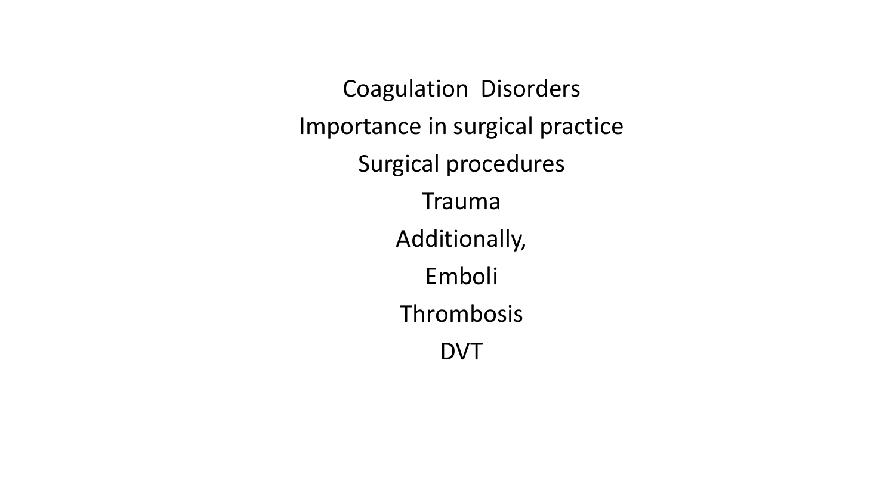# Coagulation Disorders

Importance in surgical practice

Surgical procedures

Trauma

Additionally,

Emboli

Thrombosis

DVT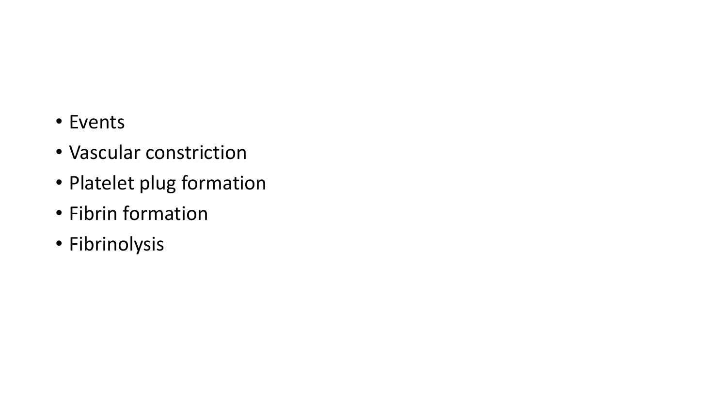- Events
- Vascular constriction
- Platelet plug formation
- Fibrin formation
- Fibrinolysis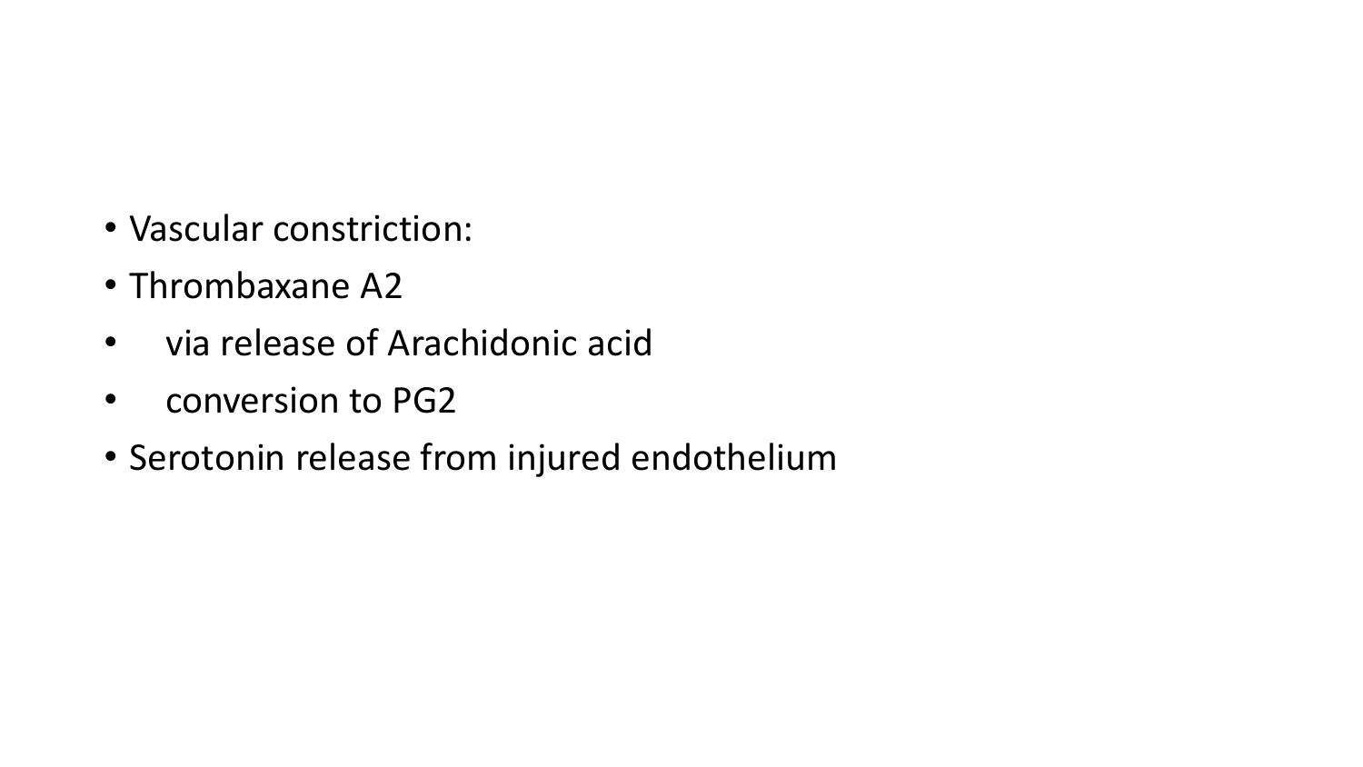- Vascular constriction:
- Thrombaxane A2
  - via release of Arachidonic acid
  - conversion to PG2
- Serotonin release from injured endothelium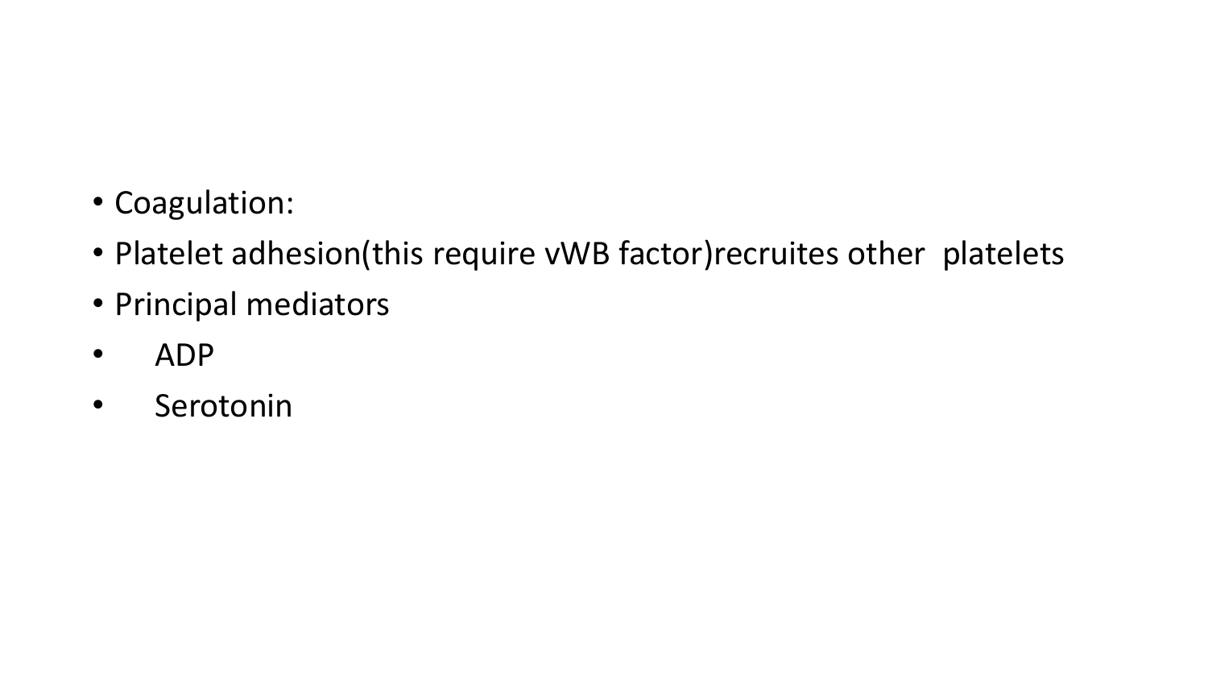- Coagulation:
- Platelet adhesion(this require vWB factor)recruites other  platelets
- Principal mediators
    - ADP
    - Serotonin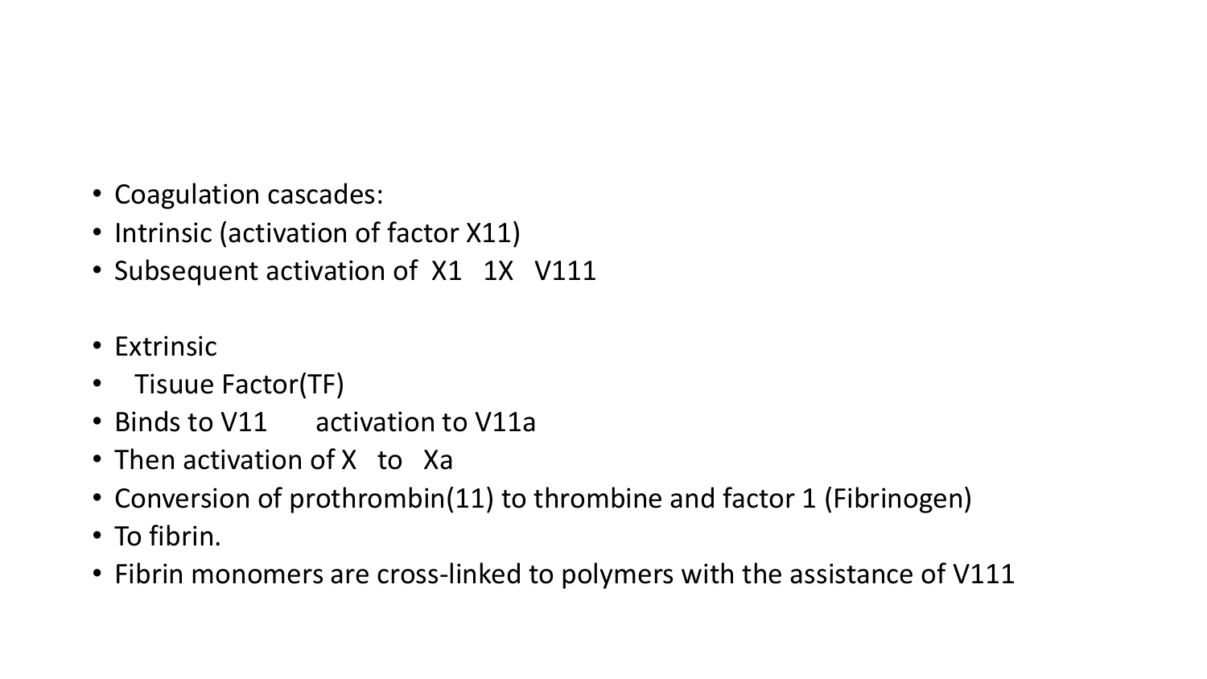- Coagulation cascades:
- Intrinsic (activation of factor X11)
- Subsequent activation of  X1   1X   V111

- Extrinsic
-   Tisuue Factor(TF)
- Binds to V11       activation to V11a
- Then activation of X   to   Xa
- Conversion of prothrombin(11) to thrombine and factor 1 (Fibrinogen)
- To fibrin.
- Fibrin monomers are cross-linked to polymers with the assistance of V111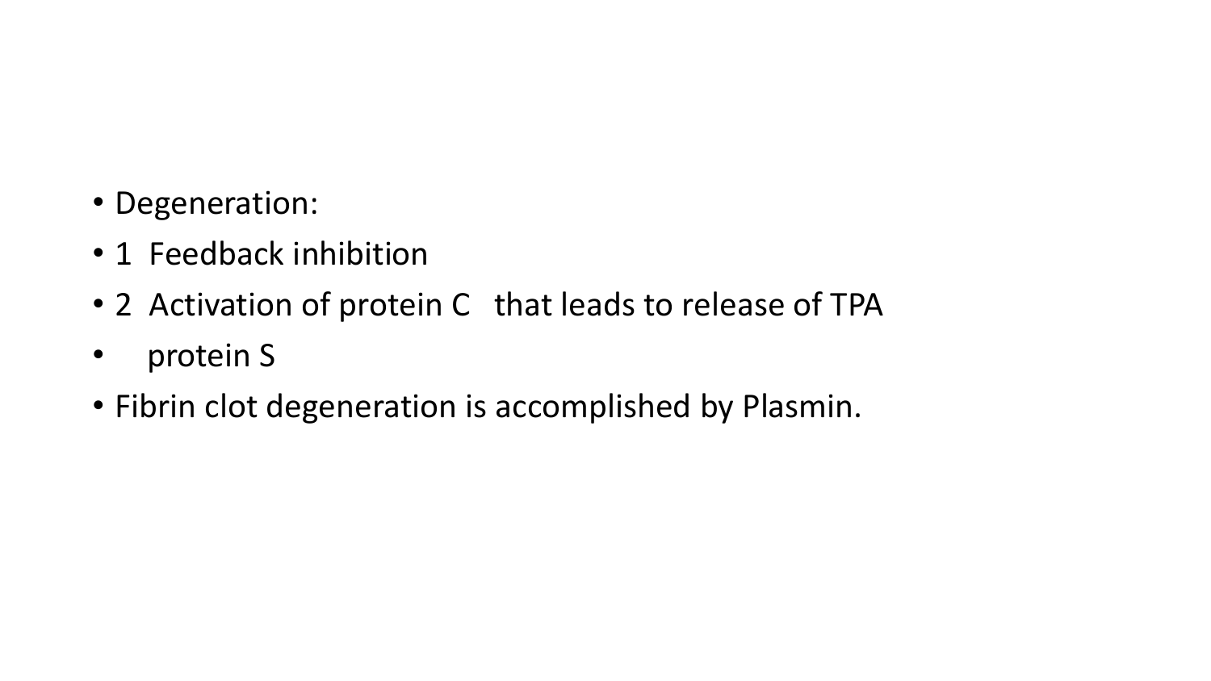- Degeneration:
- 1 Feedback inhibition
- 2 Activation of protein C that leads to release of TPA
- protein S
- Fibrin clot degeneration is accomplished by Plasmin.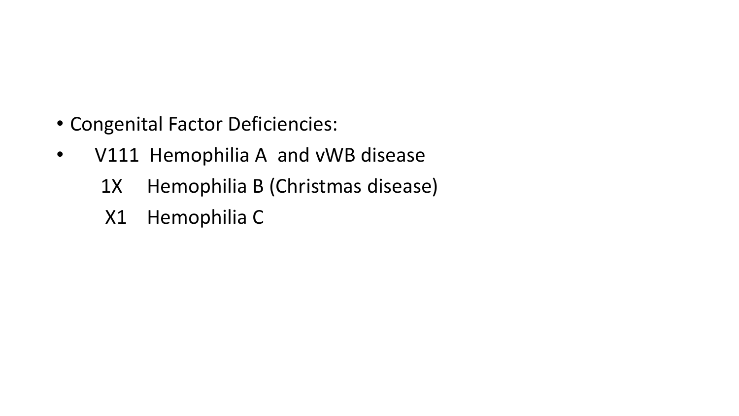- Congenital Factor Deficiencies:
- V111 Hemophilia A and vWB disease

  1X Hemophilia B (Christmas disease)

  X1 Hemophilia C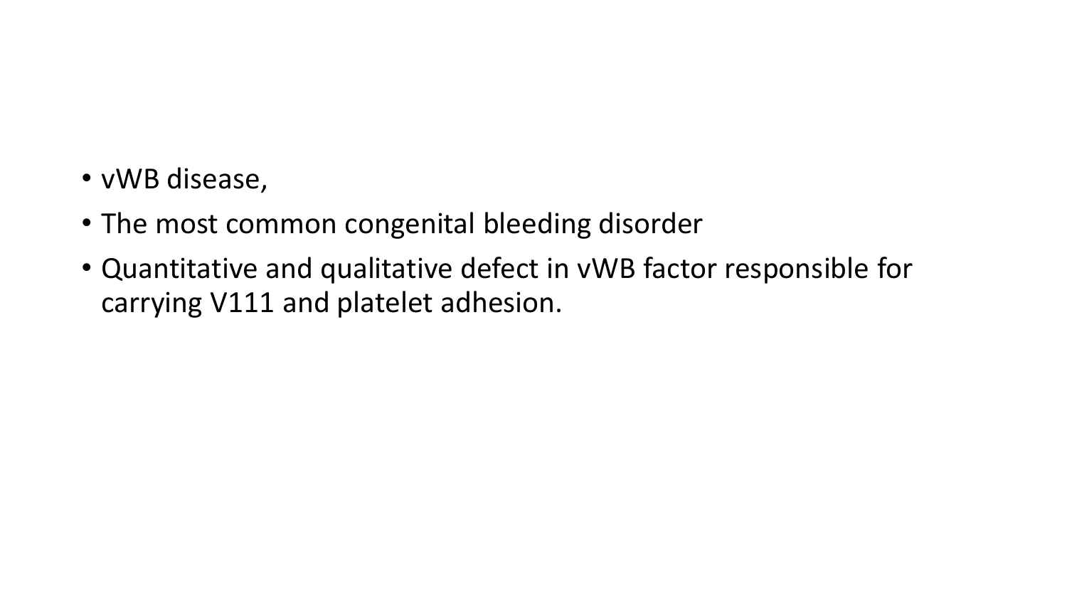- vWB disease,
- The most common congenital bleeding disorder
- Quantitative and qualitative defect in vWB factor responsible for carrying V111 and platelet adhesion.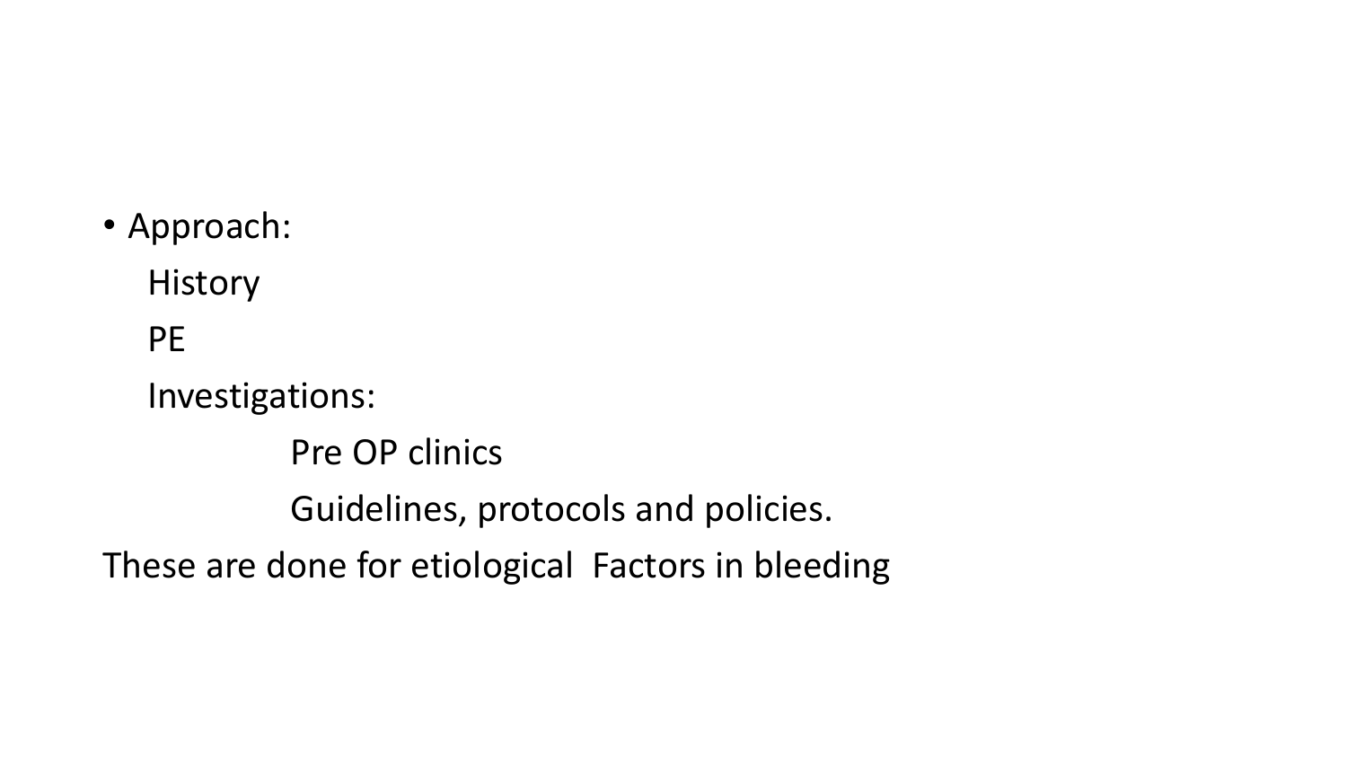- Approach:
  - History
  - PE
  - Investigations:
    - Pre OP clinics
    - Guidelines, protocols and policies.

These are done for etiological Factors in bleeding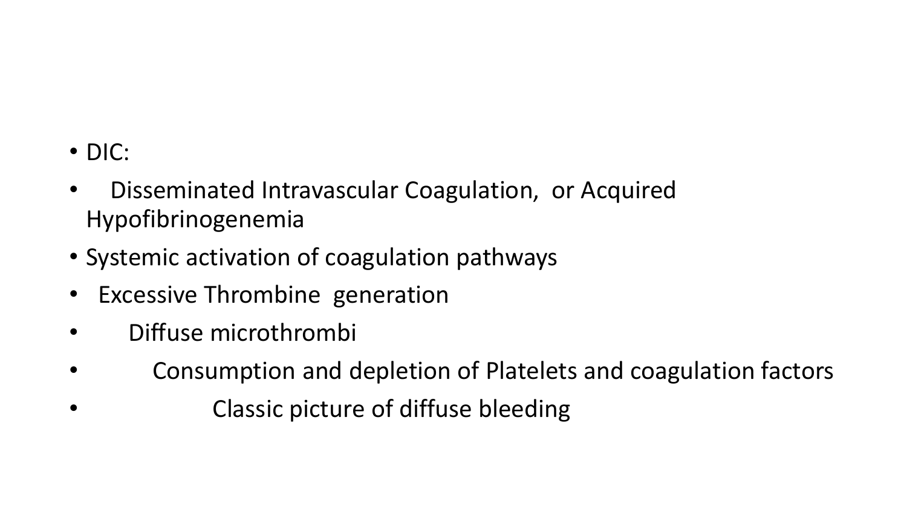- DIC:
- Disseminated Intravascular Coagulation, or Acquired Hypofibrinogenemia
- Systemic activation of coagulation pathways
- Excessive Thrombine generation
    - Diffuse microthrombi
        - Consumption and depletion of Platelets and coagulation factors
            - Classic picture of diffuse bleeding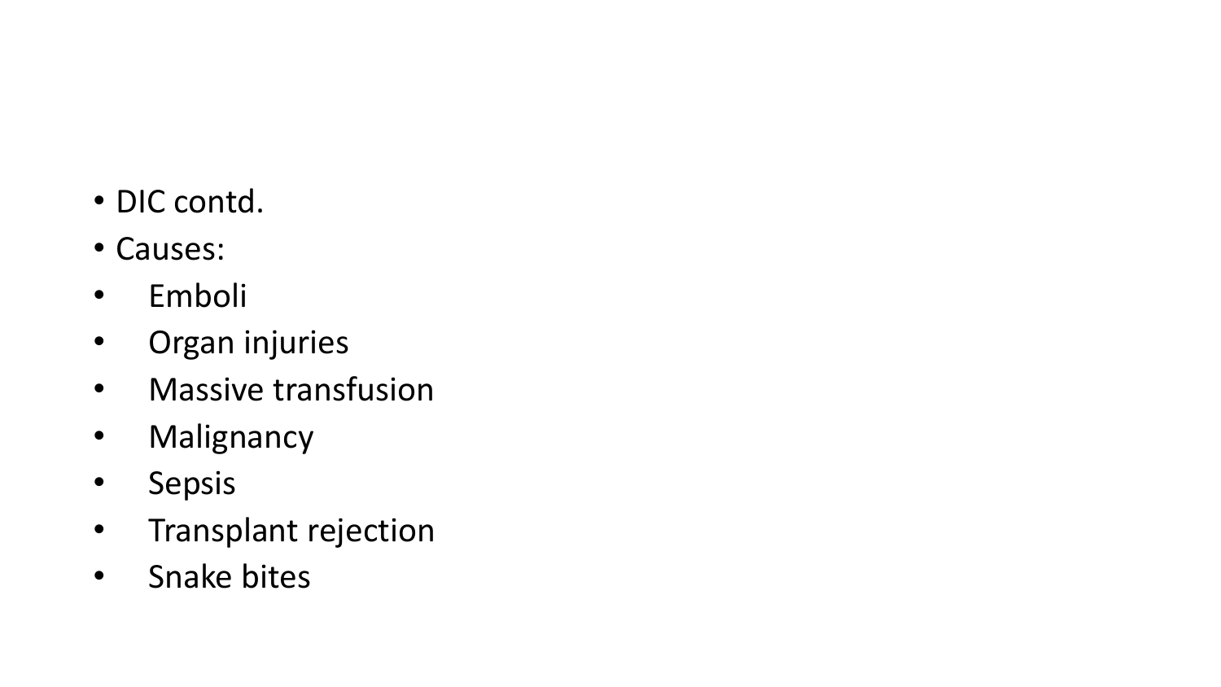- DIC contd.
- Causes:
    - Emboli
    - Organ injuries
    - Massive transfusion
    - Malignancy
    - Sepsis
    - Transplant rejection
    - Snake bites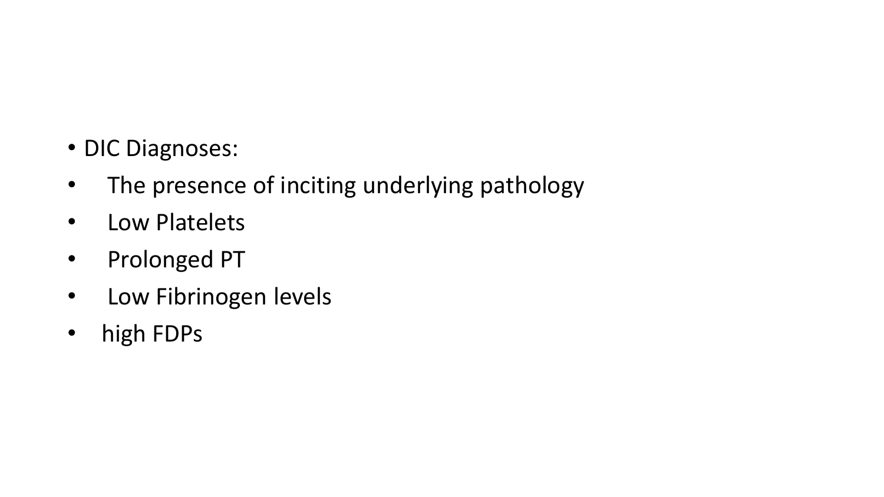- DIC Diagnoses:
- The presence of inciting underlying pathology
- Low Platelets
- Prolonged PT
- Low Fibrinogen levels
- high FDPs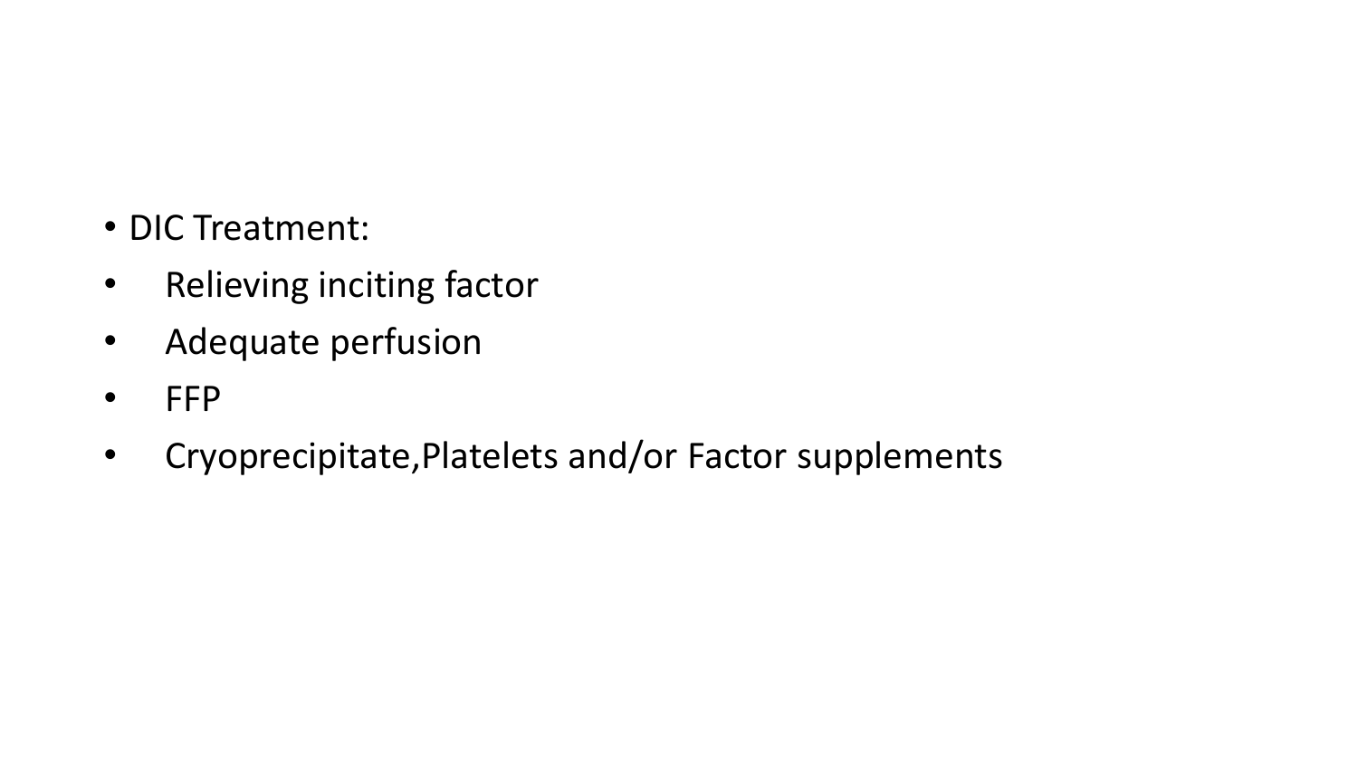- DIC Treatment:
- Relieving inciting factor
- Adequate perfusion
- FFP
- Cryoprecipitate,Platelets and/or Factor supplements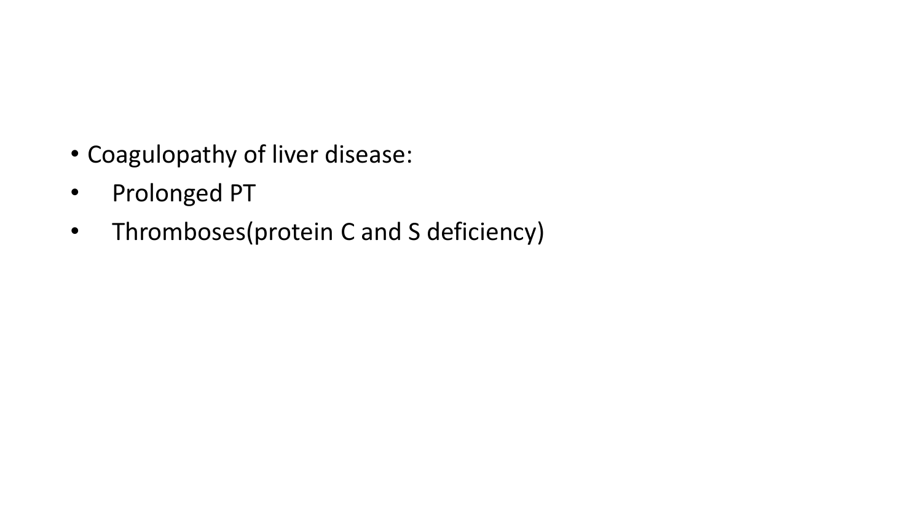- Coagulopathy of liver disease:
- Prolonged PT
- Thromboses(protein C and S deficiency)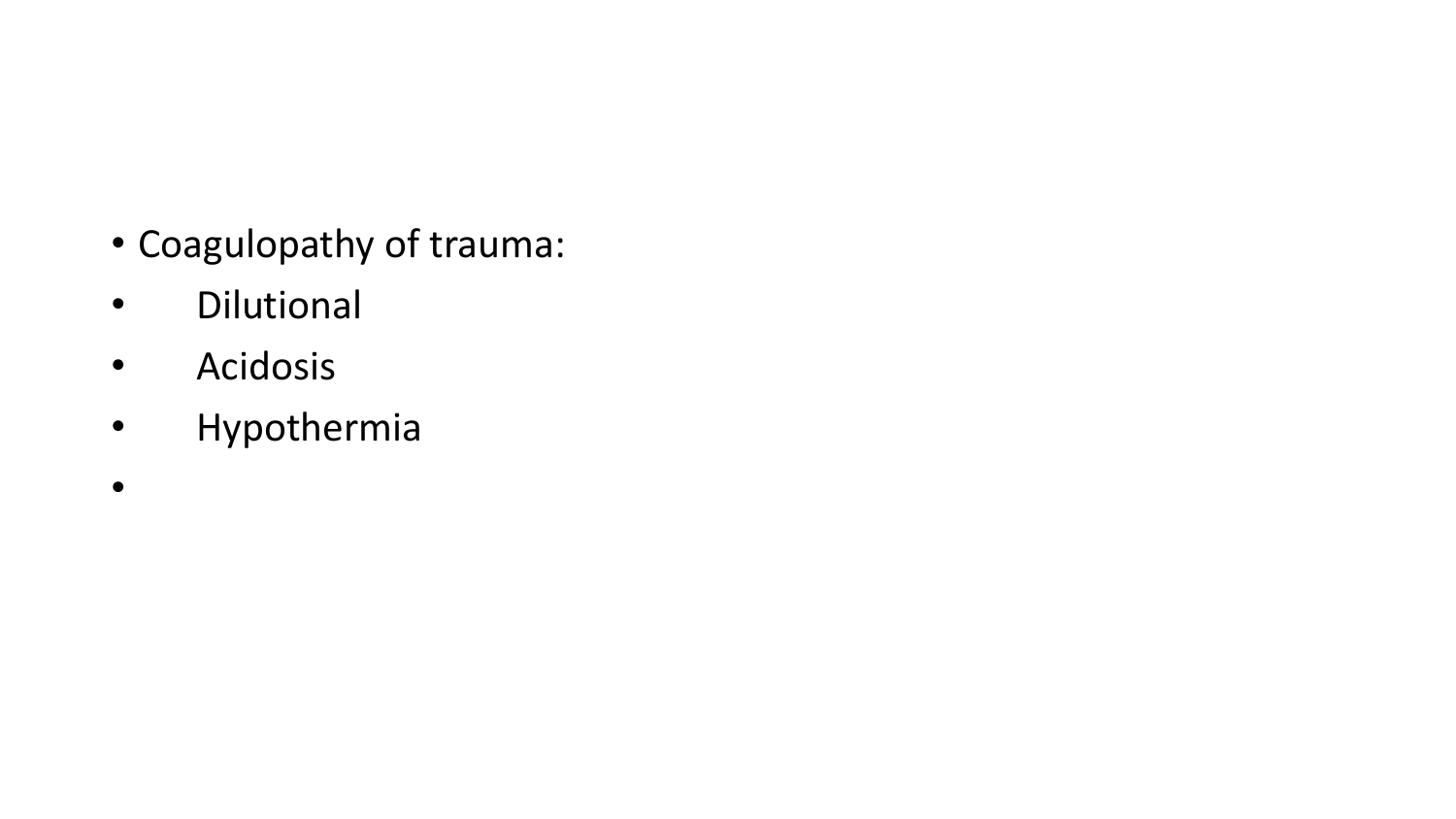- Coagulopathy of trauma:
  - Dilutional
  - Acidosis
  - Hypothermia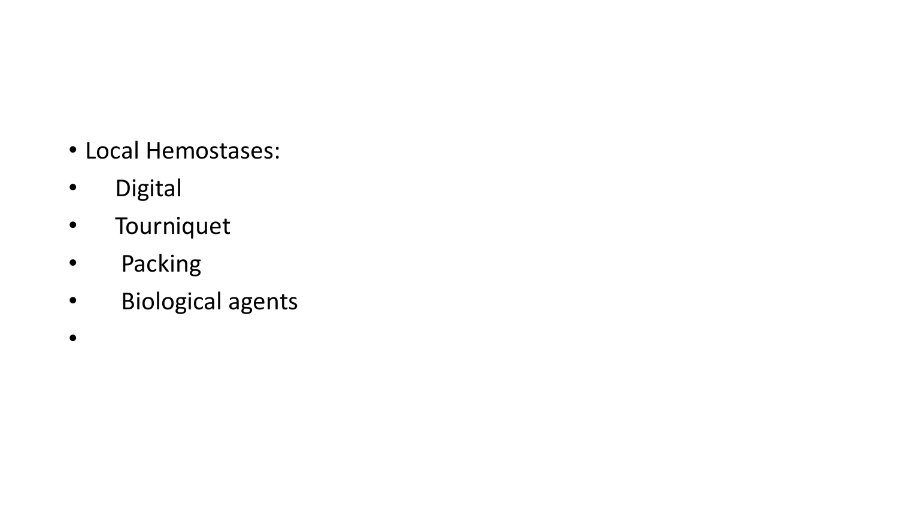- Local Hemostases:
- Digital
- Tourniquet
- Packing
- Biological agents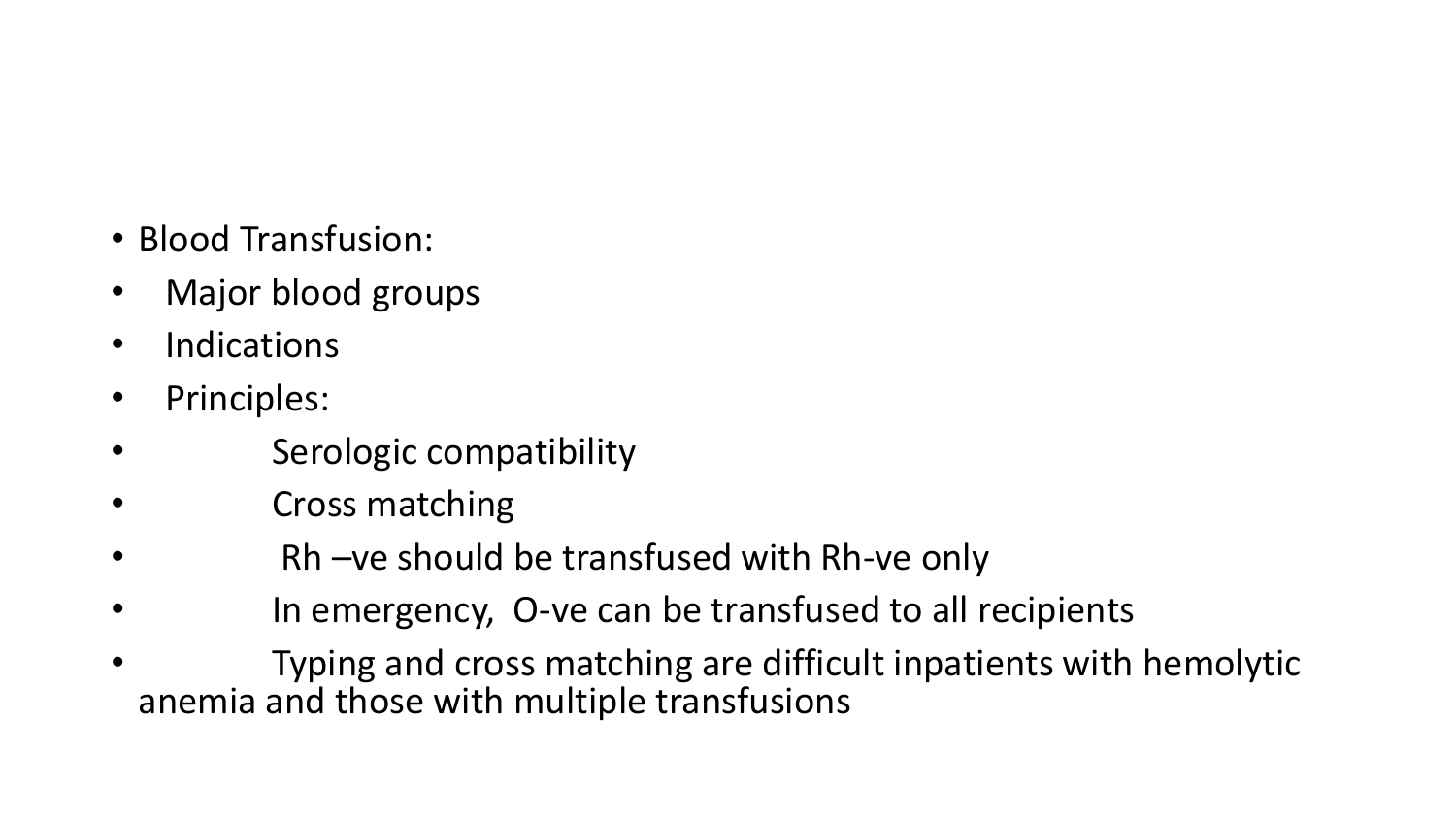- Blood Transfusion:
- Major blood groups
- Indications
- Principles:
  - Serologic compatibility
  - Cross matching
  - Rh –ve should be transfused with Rh-ve only
  - In emergency, O-ve can be transfused to all recipients
  - Typing and cross matching are difficult inpatients with hemolytic anemia and those with multiple transfusions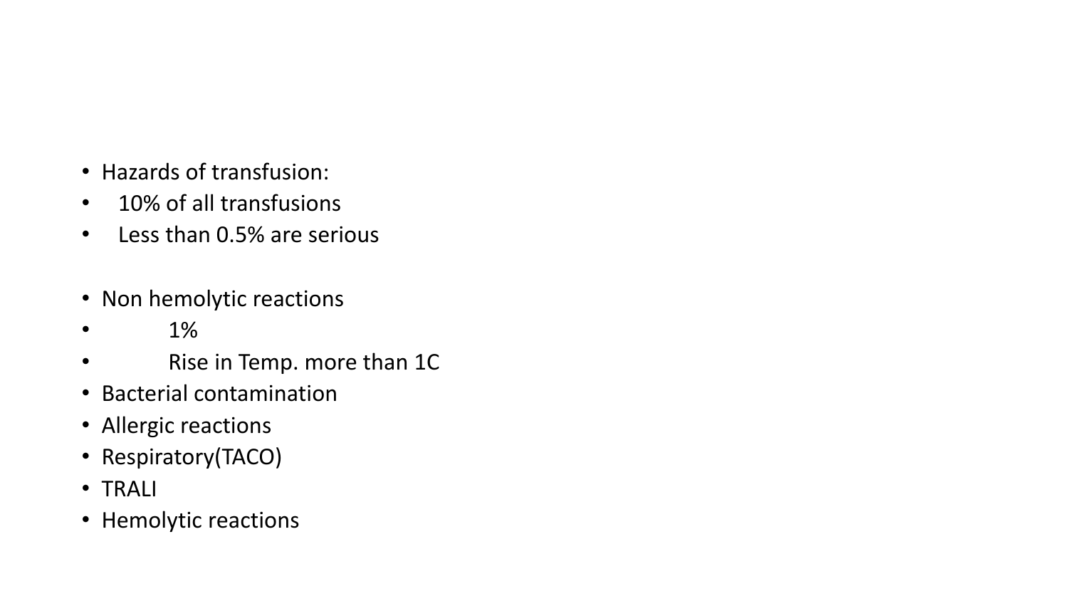- Hazards of transfusion:
- 10% of all transfusions
- Less than 0.5% are serious

- Non hemolytic reactions
  - 1%
  - Rise in Temp. more than 1C
- Bacterial contamination
- Allergic reactions
- Respiratory(TACO)
- TRALI
- Hemolytic reactions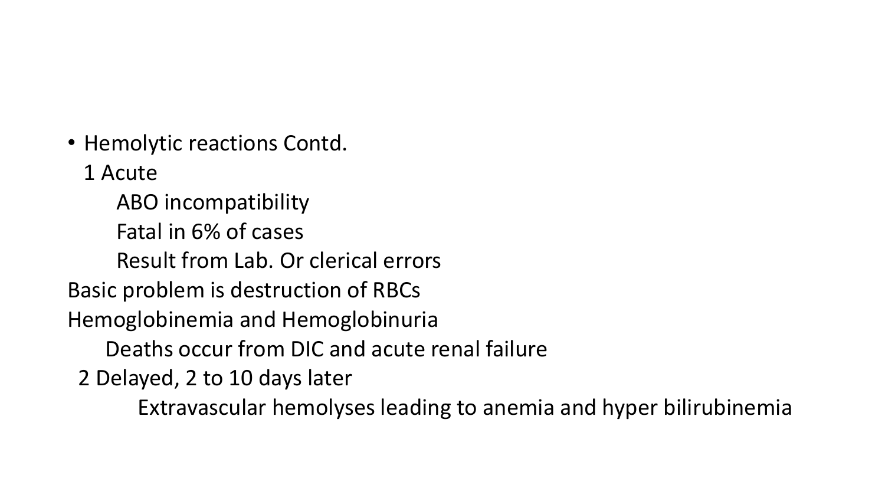- Hemolytic reactions Contd.

  1 Acute

  - ABO incompatibility
  - Fatal in 6% of cases
  - Result from Lab. Or clerical errors

Basic problem is destruction of RBCs

Hemoglobinemia and Hemoglobinuria

- Deaths occur from DIC and acute renal failure

  2 Delayed, 2 to 10 days later

  - Extravascular hemolyses leading to anemia and hyper bilirubinemia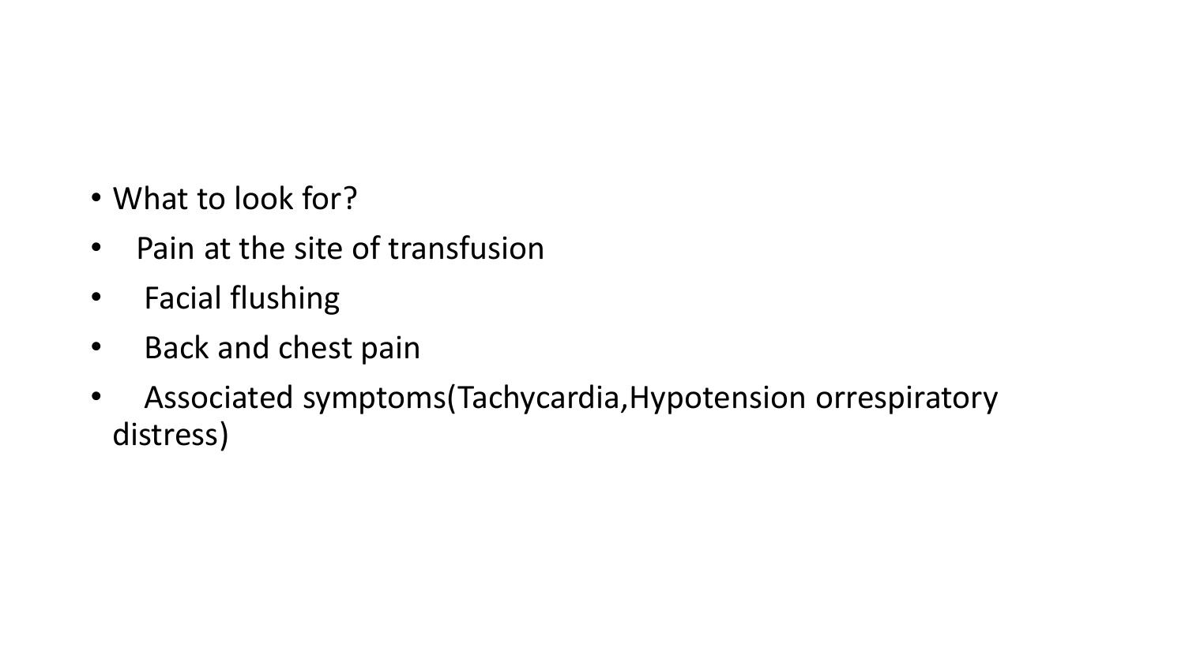- What to look for?
- Pain at the site of transfusion
- Facial flushing
- Back and chest pain
- Associated symptoms(Tachycardia,Hypotension orrespiratory distress)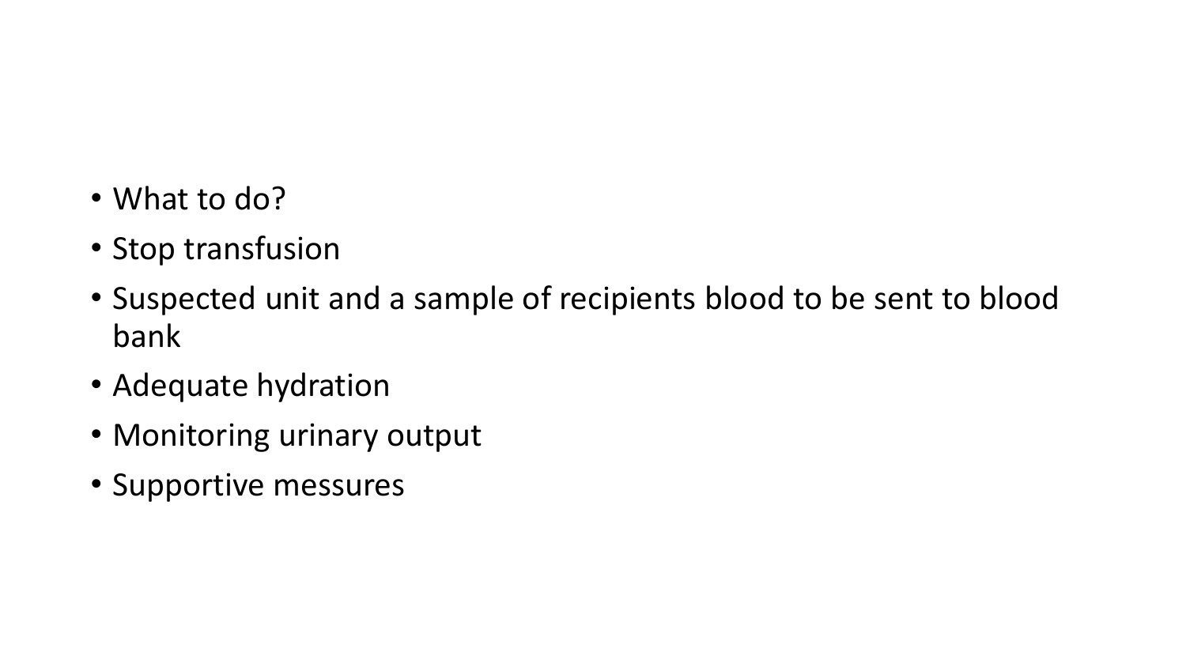- What to do?
- Stop transfusion
- Suspected unit and a sample of recipients blood to be sent to blood bank
- Adequate hydration
- Monitoring urinary output
- Supportive messures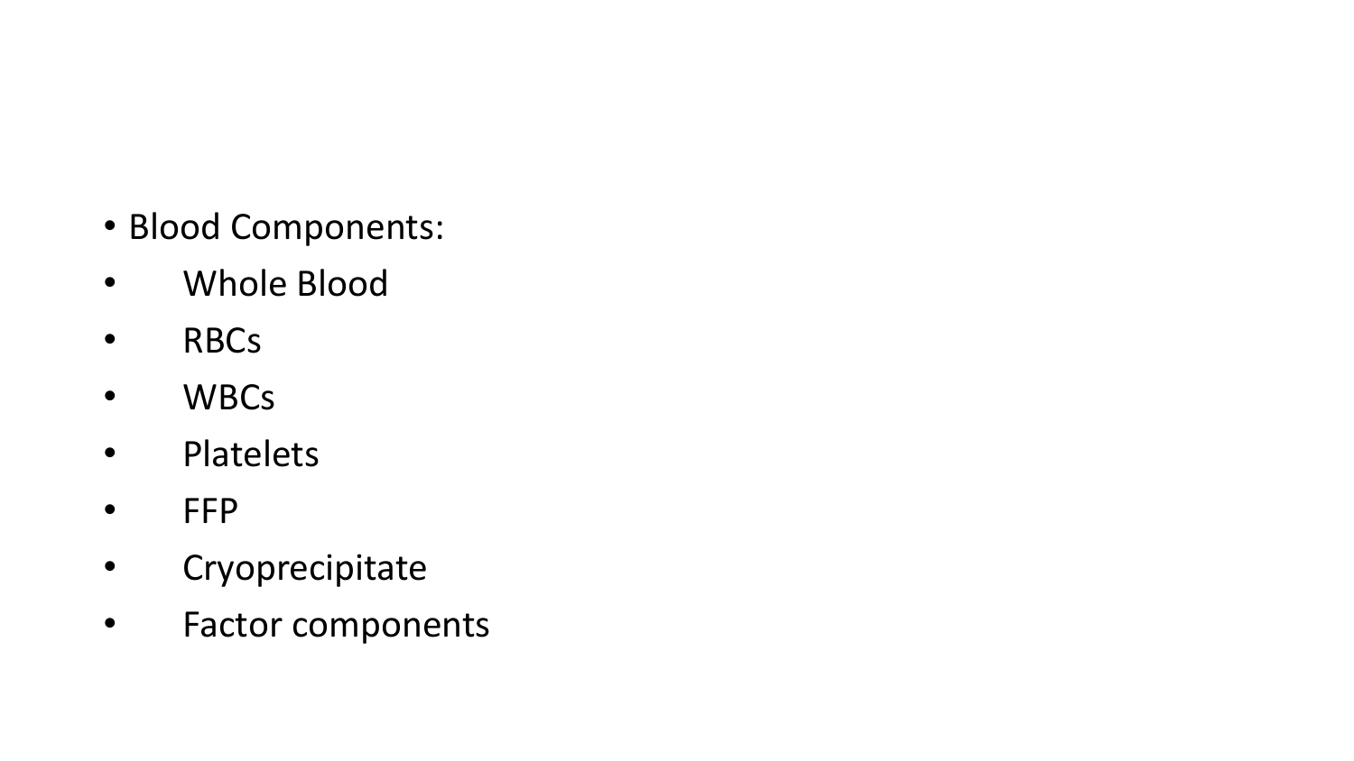- Blood Components:
    - Whole Blood
    - RBCs
    - WBCs
    - Platelets
    - FFP
    - Cryoprecipitate
    - Factor components